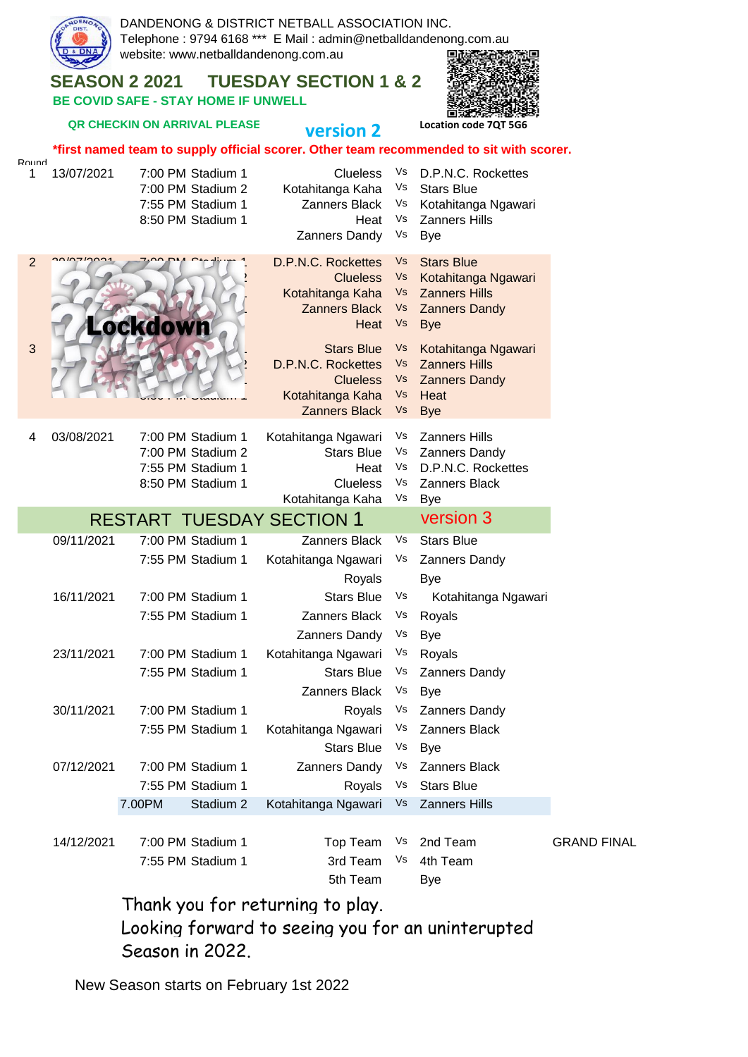DANDENONG & DISTRICT NETBALL ASSOCIATION INC.
Telephone : 9794 6168 *** E Mail : admin@netballdandenong.com.au
website: www.netballdandenong.com.au

## SEASON 2 2021 TUESDAY SECTION 1 & 2

**BE COVID SAFE - STAY HOME IF UNWELL**

**QR CHECKIN ON ARRIVAL PLEASE**

**version 2**

Location code 7QT 5G6

***first named team to supply official scorer. Other team recommended to sit with scorer.**

| Round | Date | Time | Court | Team | | Team |
|---|---|---|---|---|---|---|
| 1 | 13/07/2021 | 7:00 PM | Stadium 1 | Clueless | Vs | D.P.N.C. Rockettes |
| | | 7:00 PM | Stadium 2 | Kotahitanga Kaha | Vs | Stars Blue |
| | | 7:55 PM | Stadium 1 | Zanners Black | Vs | Kotahitanga Ngawari |
| | | 8:50 PM | Stadium 1 | Heat | Vs | Zanners Hills |
| | | | | Zanners Dandy | Vs | Bye |
| 2 | Lockdown | | | D.P.N.C. Rockettes | Vs | Stars Blue |
| | | | | Clueless | Vs | Kotahitanga Ngawari |
| | | | | Kotahitanga Kaha | Vs | Zanners Hills |
| | | | | Zanners Black | Vs | Zanners Dandy |
| | | | | Heat | Vs | Bye |
| 3 | Lockdown | | | Stars Blue | Vs | Kotahitanga Ngawari |
| | | | | D.P.N.C. Rockettes | Vs | Zanners Hills |
| | | | | Clueless | Vs | Zanners Dandy |
| | | | | Kotahitanga Kaha | Vs | Heat |
| | | | | Zanners Black | Vs | Bye |
| 4 | 03/08/2021 | 7:00 PM | Stadium 1 | Kotahitanga Ngawari | Vs | Zanners Hills |
| | | 7:00 PM | Stadium 2 | Stars Blue | Vs | Zanners Dandy |
| | | 7:55 PM | Stadium 1 | Heat | Vs | D.P.N.C. Rockettes |
| | | 8:50 PM | Stadium 1 | Clueless | Vs | Zanners Black |
| | | | | Kotahitanga Kaha | Vs | Bye |

## RESTART TUESDAY SECTION 1 — version 3

| Date | Time | Court | Team | | Team | |
|---|---|---|---|---|---|---|
| 09/11/2021 | 7:00 PM | Stadium 1 | Zanners Black | Vs | Stars Blue | |
| | 7:55 PM | Stadium 1 | Kotahitanga Ngawari | Vs | Zanners Dandy | |
| | | | Royals | | Bye | |
| 16/11/2021 | 7:00 PM | Stadium 1 | Stars Blue | Vs | Kotahitanga Ngawari | |
| | 7:55 PM | Stadium 1 | Zanners Black | Vs | Royals | |
| | | | Zanners Dandy | Vs | Bye | |
| 23/11/2021 | 7:00 PM | Stadium 1 | Kotahitanga Ngawari | Vs | Royals | |
| | 7:55 PM | Stadium 1 | Stars Blue | Vs | Zanners Dandy | |
| | | | Zanners Black | Vs | Bye | |
| 30/11/2021 | 7:00 PM | Stadium 1 | Royals | Vs | Zanners Dandy | |
| | 7:55 PM | Stadium 1 | Kotahitanga Ngawari | Vs | Zanners Black | |
| | | | Stars Blue | Vs | Bye | |
| 07/12/2021 | 7:00 PM | Stadium 1 | Zanners Dandy | Vs | Zanners Black | |
| | 7:55 PM | Stadium 1 | Royals | Vs | Stars Blue | |
| | 7.00PM | Stadium 2 | Kotahitanga Ngawari | Vs | Zanners Hills | |
| 14/12/2021 | 7:00 PM | Stadium 1 | Top Team | Vs | 2nd Team | GRAND FINAL |
| | 7:55 PM | Stadium 1 | 3rd Team | Vs | 4th Team | |
| | | | 5th Team | | Bye | |

Thank you for returning to play.
Looking forward to seeing you for an uninterupted Season in 2022.

New Season starts on February 1st 2022